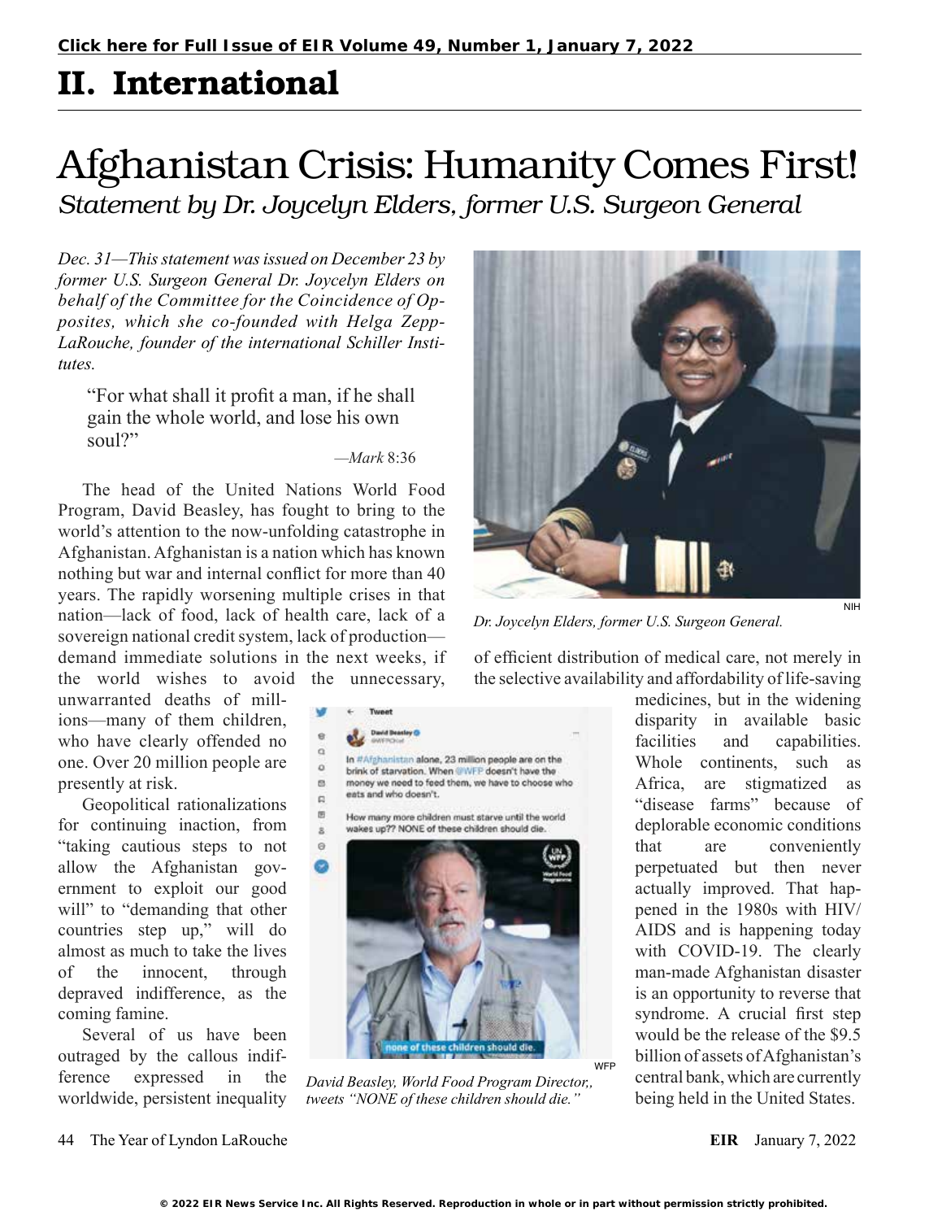# II. International

# Afghanistan Crisis: Humanity Comes First!

## *Statement by Dr. Joycelyn Elders, former U.S. Surgeon General*

*Dec. 31—This statement was issued on December 23 by former U.S. Surgeon General Dr. Joycelyn Elders on behalf of the Committee for the Coincidence of Opposites, which she co-founded with Helga Zepp-LaRouche, founder of the international Schiller Institutes.*

> "For what shall it profit a man, if he shall gain the whole world, and lose his own soul?"
>
> —*Mark* 8:36

The head of the United Nations World Food Program, David Beasley, has fought to bring to the world's attention to the now-unfolding catastrophe in Afghanistan. Afghanistan is a nation which has known nothing but war and internal conflict for more than 40 years. The rapidly worsening multiple crises in that nation—lack of food, lack of health care, lack of a sovereign national credit system, lack of production—demand immediate solutions in the next weeks, if the world wishes to avoid the unnecessary, unwarranted deaths of millions—many of them children, who have clearly offended no one. Over 20 million people are presently at risk.

Geopolitical rationalizations for continuing inaction, from "taking cautious steps to not allow the Afghanistan government to exploit our good will" to "demanding that other countries step up," will do almost as much to take the lives of the innocent, through depraved indifference, as the coming famine.

Several of us have been outraged by the callous indifference expressed in the worldwide, persistent inequality of efficient distribution of medical care, not merely in the selective availability and affordability of life-saving medicines, but in the widening disparity in available basic facilities and capabilities. Whole continents, such as Africa, are stigmatized as "disease farms" because of deplorable economic conditions that are conveniently perpetuated but then never actually improved. That happened in the 1980s with HIV/AIDS and is happening today with COVID-19. The clearly man-made Afghanistan disaster is an opportunity to reverse that syndrome. A crucial first step would be the release of the $9.5 billion of assets of Afghanistan's central bank, which are currently being held in the United States.

NIH

*Dr. Joycelyn Elders, former U.S. Surgeon General.*

WFP

*David Beasley, World Food Program Director,, tweets "NONE of these children should die."*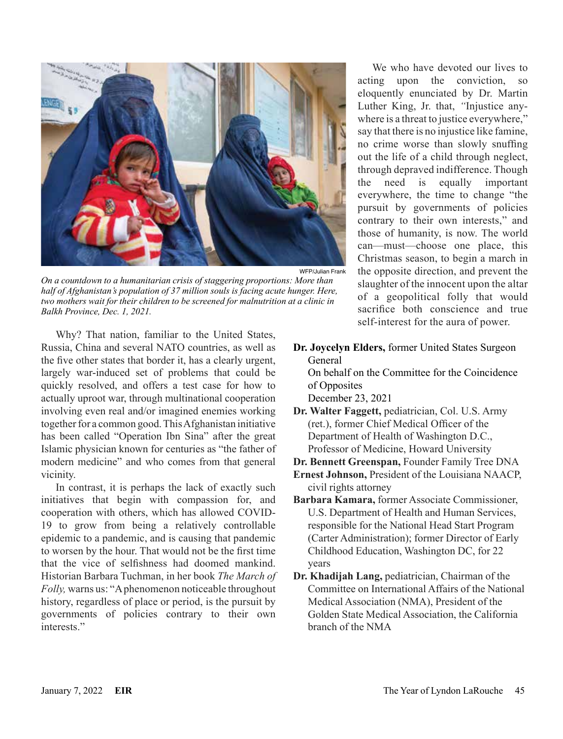WFP/Julian Frank

*On a countdown to a humanitarian crisis of staggering proportions: More than half of Afghanistan's population of 37 million souls is facing acute hunger. Here, two mothers wait for their children to be screened for malnutrition at a clinic in Balkh Province, Dec. 1, 2021.*

Why? That nation, familiar to the United States, Russia, China and several NATO countries, as well as the five other states that border it, has a clearly urgent, largely war-induced set of problems that could be quickly resolved, and offers a test case for how to actually uproot war, through multinational cooperation involving even real and/or imagined enemies working together for a common good. This Afghanistan initiative has been called "Operation Ibn Sina" after the great Islamic physician known for centuries as "the father of modern medicine" and who comes from that general vicinity.

In contrast, it is perhaps the lack of exactly such initiatives that begin with compassion for, and cooperation with others, which has allowed COVID-19 to grow from being a relatively controllable epidemic to a pandemic, and is causing that pandemic to worsen by the hour. That would not be the first time that the vice of selfishness had doomed mankind. Historian Barbara Tuchman, in her book *The March of Folly,* warns us: "A phenomenon noticeable throughout history, regardless of place or period, is the pursuit by governments of policies contrary to their own interests."

We who have devoted our lives to acting upon the conviction, so eloquently enunciated by Dr. Martin Luther King, Jr. that, "Injustice anywhere is a threat to justice everywhere," say that there is no injustice like famine, no crime worse than slowly snuffing out the life of a child through neglect, through depraved indifference. Though the need is equally important everywhere, the time to change "the pursuit by governments of policies contrary to their own interests," and those of humanity, is now. The world can—must—choose one place, this Christmas season, to begin a march in the opposite direction, and prevent the slaughter of the innocent upon the altar of a geopolitical folly that would sacrifice both conscience and true self-interest for the aura of power.

**Dr. Joycelyn Elders,** former United States Surgeon General
On behalf on the Committee for the Coincidence of Opposites
December 23, 2021

**Dr. Walter Faggett,** pediatrician, Col. U.S. Army (ret.), former Chief Medical Officer of the Department of Health of Washington D.C., Professor of Medicine, Howard University

**Dr. Bennett Greenspan,** Founder Family Tree DNA

**Ernest Johnson,** President of the Louisiana NAACP, civil rights attorney

**Barbara Kamara,** former Associate Commissioner, U.S. Department of Health and Human Services, responsible for the National Head Start Program (Carter Administration); former Director of Early Childhood Education, Washington DC, for 22 years

**Dr. Khadijah Lang,** pediatrician, Chairman of the Committee on International Affairs of the National Medical Association (NMA), President of the Golden State Medical Association, the California branch of the NMA